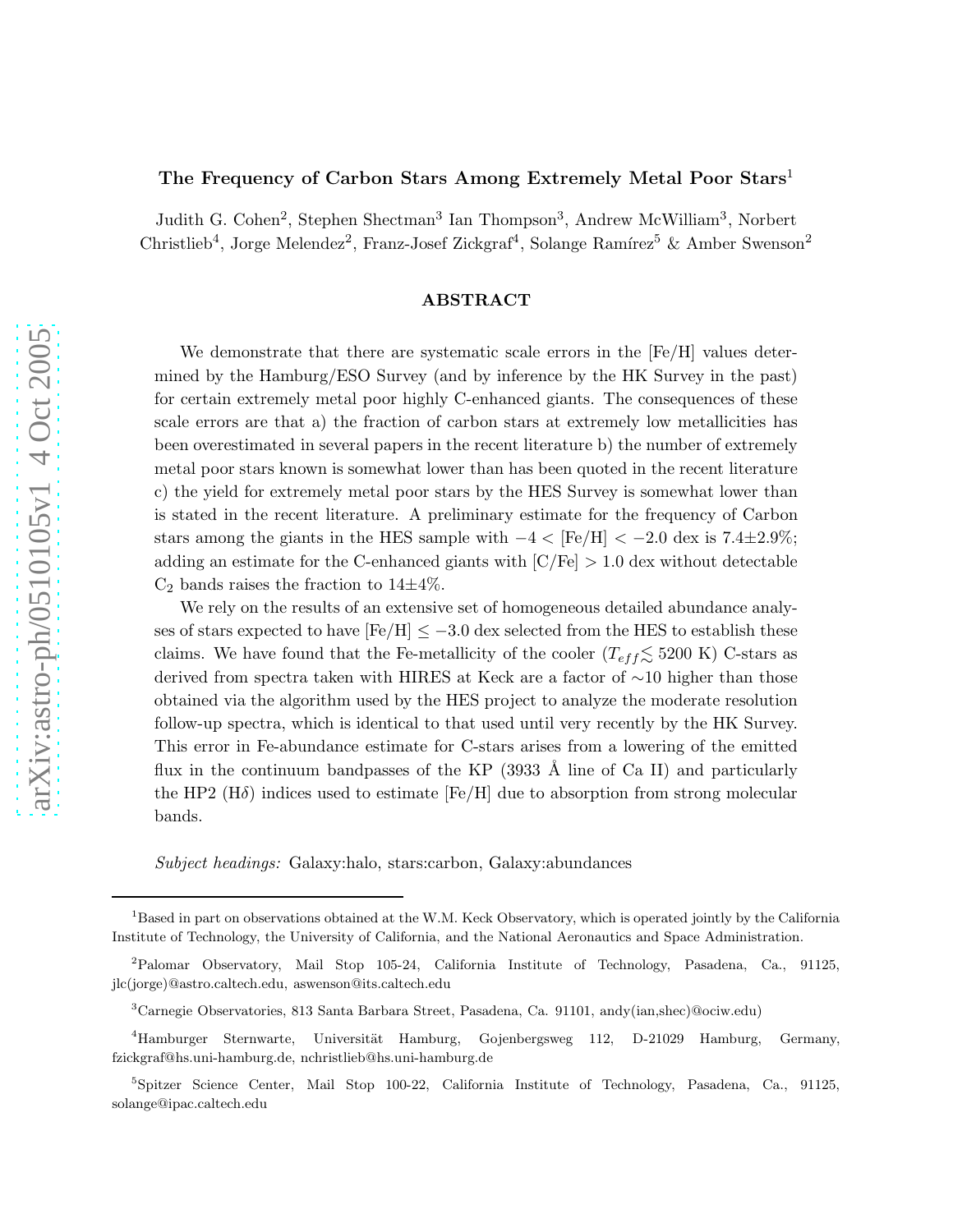# The Frequency of Carbon Stars Among Extremely Metal Poor Stars[1]

Judith G. Cohen[2], Stephen Shectman[3] Ian Thompson[3], Andrew McWilliam[3], Norbert Christlieb[4], Jorge Melendez[2], Franz-Josef Zickgraf[4], Solange Ramírez[5] & Amber Swenson[2]

## ABSTRACT

We demonstrate that there are systematic scale errors in the [Fe/H] values determined by the Hamburg/ESO Survey (and by inference by the HK Survey in the past) for certain extremely metal poor highly C-enhanced giants. The consequences of these scale errors are that a) the fraction of carbon stars at extremely low metallicities has been overestimated in several papers in the recent literature b) the number of extremely metal poor stars known is somewhat lower than has been quoted in the recent literature c) the yield for extremely metal poor stars by the HES Survey is somewhat lower than is stated in the recent literature. A preliminary estimate for the frequency of Carbon stars among the giants in the HES sample with $-4 <$ [Fe/H] $< -2.0$ dex is 7.4$\pm$2.9%; adding an estimate for the C-enhanced giants with [C/Fe] $> 1.0$ dex without detectable $C_2$ bands raises the fraction to 14$\pm$4%.

We rely on the results of an extensive set of homogeneous detailed abundance analyses of stars expected to have [Fe/H] $\leq -3.0$ dex selected from the HES to establish these claims. We have found that the Fe-metallicity of the cooler ($T_{eff} \lesssim$ 5200 K) C-stars as derived from spectra taken with HIRES at Keck are a factor of $\sim$10 higher than those obtained via the algorithm used by the HES project to analyze the moderate resolution follow-up spectra, which is identical to that used until very recently by the HK Survey. This error in Fe-abundance estimate for C-stars arises from a lowering of the emitted flux in the continuum bandpasses of the KP (3933 Å line of Ca II) and particularly the HP2 (H$\delta$) indices used to estimate [Fe/H] due to absorption from strong molecular bands.

*Subject headings:* Galaxy:halo, stars:carbon, Galaxy:abundances

---

[1] Based in part on observations obtained at the W.M. Keck Observatory, which is operated jointly by the California Institute of Technology, the University of California, and the National Aeronautics and Space Administration.

[2] Palomar Observatory, Mail Stop 105-24, California Institute of Technology, Pasadena, Ca., 91125, jlc(jorge)@astro.caltech.edu, aswenson@its.caltech.edu

[3] Carnegie Observatories, 813 Santa Barbara Street, Pasadena, Ca. 91101, andy(ian,shec)@ociw.edu)

[4] Hamburger Sternwarte, Universität Hamburg, Gojenbergsweg 112, D-21029 Hamburg, Germany, fzickgraf@hs.uni-hamburg.de, nchristlieb@hs.uni-hamburg.de

[5] Spitzer Science Center, Mail Stop 100-22, California Institute of Technology, Pasadena, Ca., 91125, solange@ipac.caltech.edu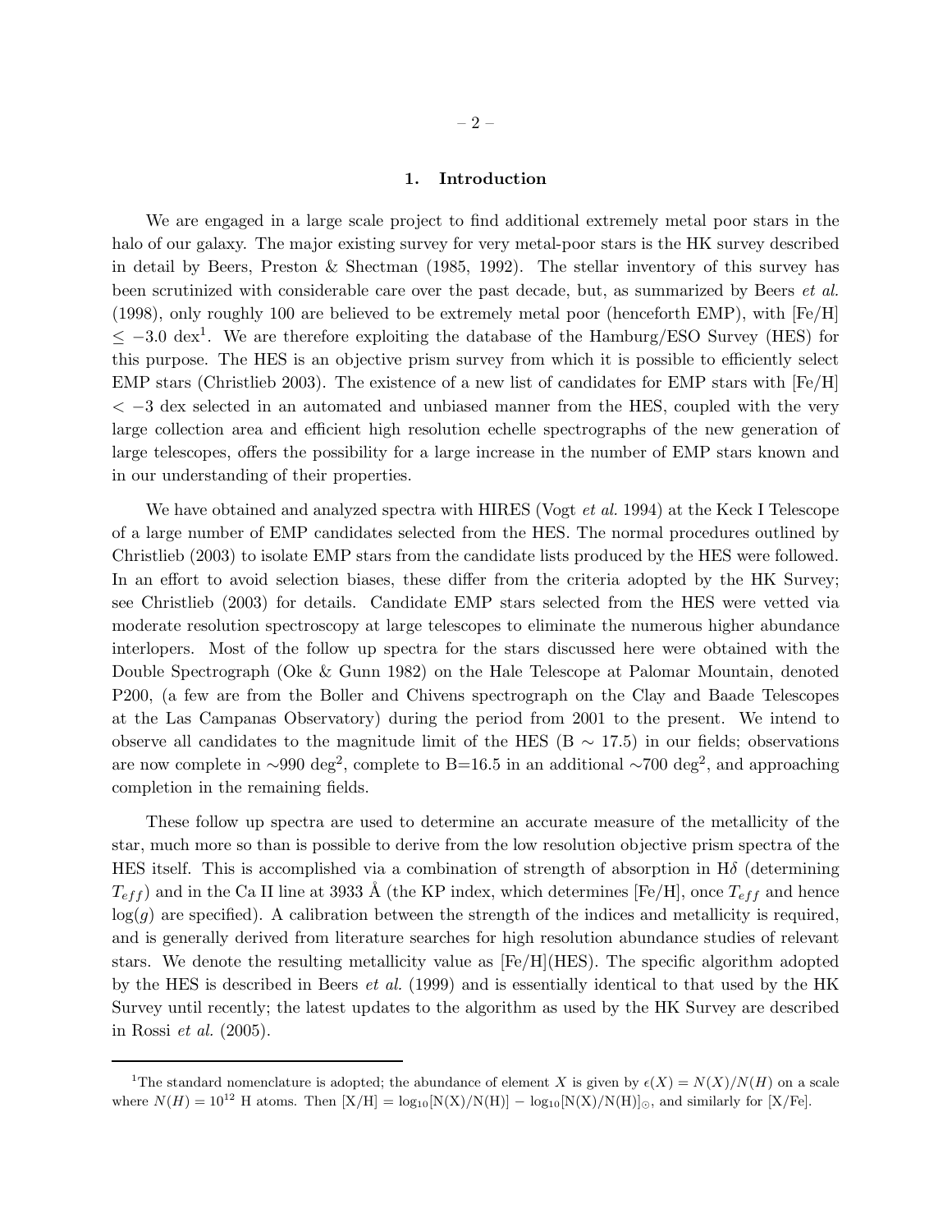## 1. Introduction

We are engaged in a large scale project to find additional extremely metal poor stars in the halo of our galaxy. The major existing survey for very metal-poor stars is the HK survey described in detail by Beers, Preston & Shectman (1985, 1992). The stellar inventory of this survey has been scrutinized with considerable care over the past decade, but, as summarized by Beers *et al.* (1998), only roughly 100 are believed to be extremely metal poor (henceforth EMP), with [Fe/H] $\leq -3.0$ dex[1]. We are therefore exploiting the database of the Hamburg/ESO Survey (HES) for this purpose. The HES is an objective prism survey from which it is possible to efficiently select EMP stars (Christlieb 2003). The existence of a new list of candidates for EMP stars with [Fe/H] $< -3$ dex selected in an automated and unbiased manner from the HES, coupled with the very large collection area and efficient high resolution echelle spectrographs of the new generation of large telescopes, offers the possibility for a large increase in the number of EMP stars known and in our understanding of their properties.

We have obtained and analyzed spectra with HIRES (Vogt *et al.* 1994) at the Keck I Telescope of a large number of EMP candidates selected from the HES. The normal procedures outlined by Christlieb (2003) to isolate EMP stars from the candidate lists produced by the HES were followed. In an effort to avoid selection biases, these differ from the criteria adopted by the HK Survey; see Christlieb (2003) for details. Candidate EMP stars selected from the HES were vetted via moderate resolution spectroscopy at large telescopes to eliminate the numerous higher abundance interlopers. Most of the follow up spectra for the stars discussed here were obtained with the Double Spectrograph (Oke & Gunn 1982) on the Hale Telescope at Palomar Mountain, denoted P200, (a few are from the Boller and Chivens spectrograph on the Clay and Baade Telescopes at the Las Campanas Observatory) during the period from 2001 to the present. We intend to observe all candidates to the magnitude limit of the HES (B $\sim$ 17.5) in our fields; observations are now complete in $\sim$990 deg$^2$, complete to B=16.5 in an additional $\sim$700 deg$^2$, and approaching completion in the remaining fields.

These follow up spectra are used to determine an accurate measure of the metallicity of the star, much more so than is possible to derive from the low resolution objective prism spectra of the HES itself. This is accomplished via a combination of strength of absorption in H$\delta$ (determining $T_{eff}$) and in the Ca II line at 3933 Å (the KP index, which determines [Fe/H], once $T_{eff}$ and hence $\log(g)$ are specified). A calibration between the strength of the indices and metallicity is required, and is generally derived from literature searches for high resolution abundance studies of relevant stars. We denote the resulting metallicity value as [Fe/H](HES). The specific algorithm adopted by the HES is described in Beers *et al.* (1999) and is essentially identical to that used by the HK Survey until recently; the latest updates to the algorithm as used by the HK Survey are described in Rossi *et al.* (2005).

---

[1] The standard nomenclature is adopted; the abundance of element $X$ is given by $\epsilon(X) = N(X)/N(H)$ on a scale where $N(H) = 10^{12}$ H atoms. Then $[X/H] = \log_{10}[N(X)/N(H)] - \log_{10}[N(X)/N(H)]_{\odot}$, and similarly for [X/Fe].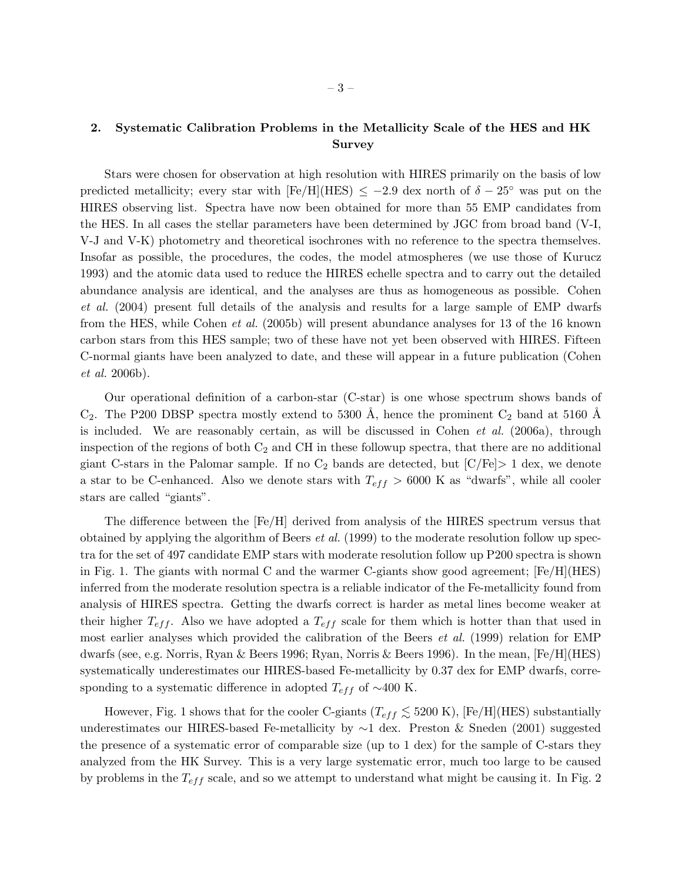## 2. Systematic Calibration Problems in the Metallicity Scale of the HES and HK Survey

Stars were chosen for observation at high resolution with HIRES primarily on the basis of low predicted metallicity; every star with [Fe/H](HES) $\leq -2.9$ dex north of $\delta - 25^\circ$ was put on the HIRES observing list. Spectra have now been obtained for more than 55 EMP candidates from the HES. In all cases the stellar parameters have been determined by JGC from broad band (V-I, V-J and V-K) photometry and theoretical isochrones with no reference to the spectra themselves. Insofar as possible, the procedures, the codes, the model atmospheres (we use those of Kurucz 1993) and the atomic data used to reduce the HIRES echelle spectra and to carry out the detailed abundance analysis are identical, and the analyses are thus as homogeneous as possible. Cohen *et al.* (2004) present full details of the analysis and results for a large sample of EMP dwarfs from the HES, while Cohen *et al.* (2005b) will present abundance analyses for 13 of the 16 known carbon stars from this HES sample; two of these have not yet been observed with HIRES. Fifteen C-normal giants have been analyzed to date, and these will appear in a future publication (Cohen *et al.* 2006b).

Our operational definition of a carbon-star (C-star) is one whose spectrum shows bands of $C_2$. The P200 DBSP spectra mostly extend to 5300 Å, hence the prominent $C_2$ band at 5160 Å is included. We are reasonably certain, as will be discussed in Cohen *et al.* (2006a), through inspection of the regions of both $C_2$ and CH in these followup spectra, that there are no additional giant C-stars in the Palomar sample. If no $C_2$ bands are detected, but [C/Fe]$> 1$ dex, we denote a star to be C-enhanced. Also we denote stars with $T_{eff} > 6000$ K as "dwarfs", while all cooler stars are called "giants".

The difference between the [Fe/H] derived from analysis of the HIRES spectrum versus that obtained by applying the algorithm of Beers *et al.* (1999) to the moderate resolution follow up spectra for the set of 497 candidate EMP stars with moderate resolution follow up P200 spectra is shown in Fig. 1. The giants with normal C and the warmer C-giants show good agreement; [Fe/H](HES) inferred from the moderate resolution spectra is a reliable indicator of the Fe-metallicity found from analysis of HIRES spectra. Getting the dwarfs correct is harder as metal lines become weaker at their higher $T_{eff}$. Also we have adopted a $T_{eff}$ scale for them which is hotter than that used in most earlier analyses which provided the calibration of the Beers *et al.* (1999) relation for EMP dwarfs (see, e.g. Norris, Ryan & Beers 1996; Ryan, Norris & Beers 1996). In the mean, [Fe/H](HES) systematically underestimates our HIRES-based Fe-metallicity by 0.37 dex for EMP dwarfs, corresponding to a systematic difference in adopted $T_{eff}$ of $\sim$400 K.

However, Fig. 1 shows that for the cooler C-giants ($T_{eff} \lesssim 5200$ K), [Fe/H](HES) substantially underestimates our HIRES-based Fe-metallicity by $\sim$1 dex. Preston & Sneden (2001) suggested the presence of a systematic error of comparable size (up to 1 dex) for the sample of C-stars they analyzed from the HK Survey. This is a very large systematic error, much too large to be caused by problems in the $T_{eff}$ scale, and so we attempt to understand what might be causing it. In Fig. 2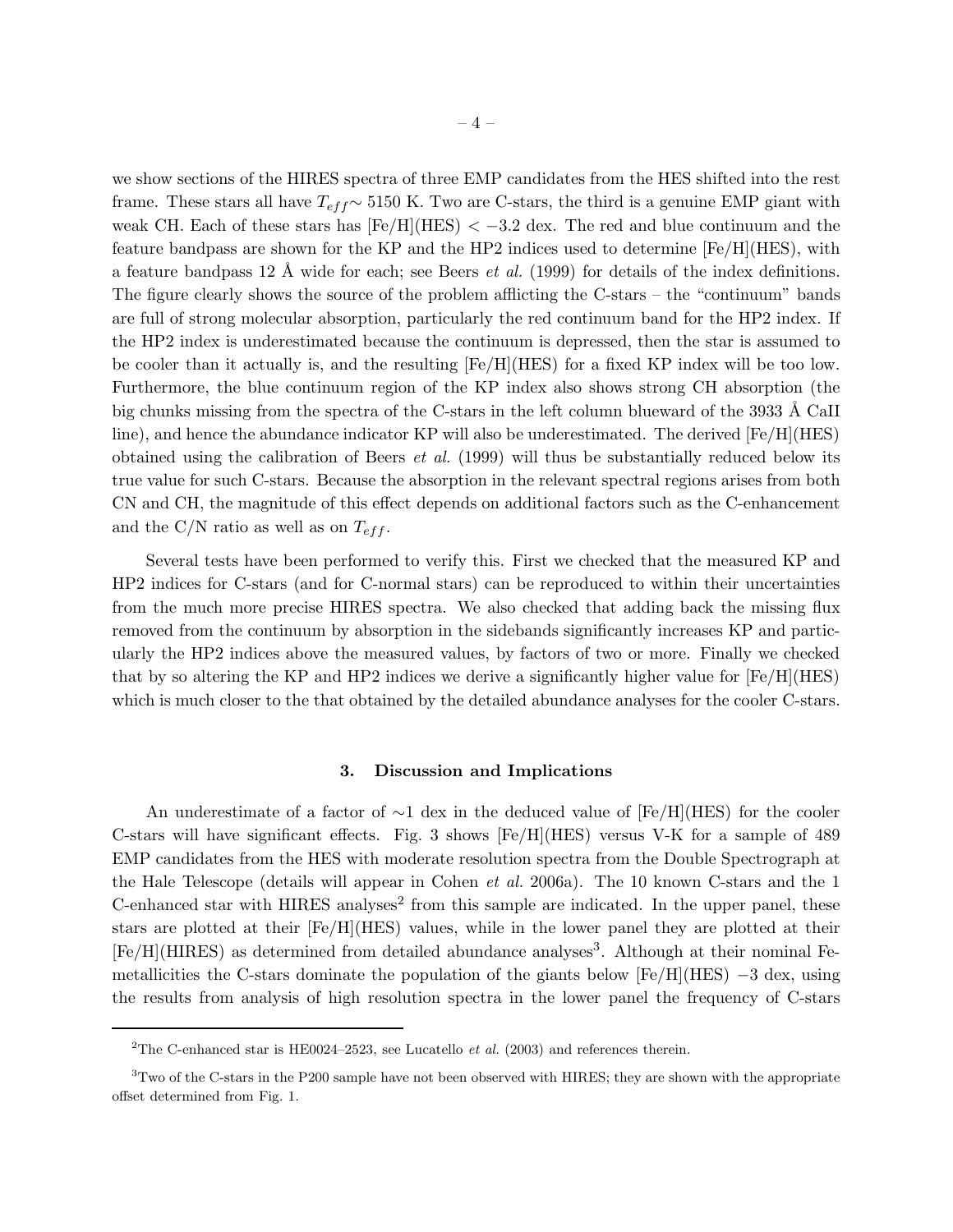we show sections of the HIRES spectra of three EMP candidates from the HES shifted into the rest frame. These stars all have $T_{eff}\sim$ 5150 K. Two are C-stars, the third is a genuine EMP giant with weak CH. Each of these stars has [Fe/H](HES) $< -3.2$ dex. The red and blue continuum and the feature bandpass are shown for the KP and the HP2 indices used to determine [Fe/H](HES), with a feature bandpass 12 Å wide for each; see Beers *et al.* (1999) for details of the index definitions. The figure clearly shows the source of the problem afflicting the C-stars – the "continuum" bands are full of strong molecular absorption, particularly the red continuum band for the HP2 index. If the HP2 index is underestimated because the continuum is depressed, then the star is assumed to be cooler than it actually is, and the resulting [Fe/H](HES) for a fixed KP index will be too low. Furthermore, the blue continuum region of the KP index also shows strong CH absorption (the big chunks missing from the spectra of the C-stars in the left column blueward of the 3933 Å CaII line), and hence the abundance indicator KP will also be underestimated. The derived [Fe/H](HES) obtained using the calibration of Beers *et al.* (1999) will thus be substantially reduced below its true value for such C-stars. Because the absorption in the relevant spectral regions arises from both CN and CH, the magnitude of this effect depends on additional factors such as the C-enhancement and the C/N ratio as well as on $T_{eff}$.

Several tests have been performed to verify this. First we checked that the measured KP and HP2 indices for C-stars (and for C-normal stars) can be reproduced to within their uncertainties from the much more precise HIRES spectra. We also checked that adding back the missing flux removed from the continuum by absorption in the sidebands significantly increases KP and particularly the HP2 indices above the measured values, by factors of two or more. Finally we checked that by so altering the KP and HP2 indices we derive a significantly higher value for [Fe/H](HES) which is much closer to the that obtained by the detailed abundance analyses for the cooler C-stars.

## 3. Discussion and Implications

An underestimate of a factor of $\sim$1 dex in the deduced value of [Fe/H](HES) for the cooler C-stars will have significant effects. Fig. 3 shows [Fe/H](HES) versus V-K for a sample of 489 EMP candidates from the HES with moderate resolution spectra from the Double Spectrograph at the Hale Telescope (details will appear in Cohen *et al.* 2006a). The 10 known C-stars and the 1 C-enhanced star with HIRES analyses[2] from this sample are indicated. In the upper panel, these stars are plotted at their [Fe/H](HES) values, while in the lower panel they are plotted at their [Fe/H](HIRES) as determined from detailed abundance analyses[3]. Although at their nominal Fe-metallicities the C-stars dominate the population of the giants below [Fe/H](HES) $-3$ dex, using the results from analysis of high resolution spectra in the lower panel the frequency of C-stars

---

[2] The C-enhanced star is HE0024–2523, see Lucatello *et al.* (2003) and references therein.

[3] Two of the C-stars in the P200 sample have not been observed with HIRES; they are shown with the appropriate offset determined from Fig. 1.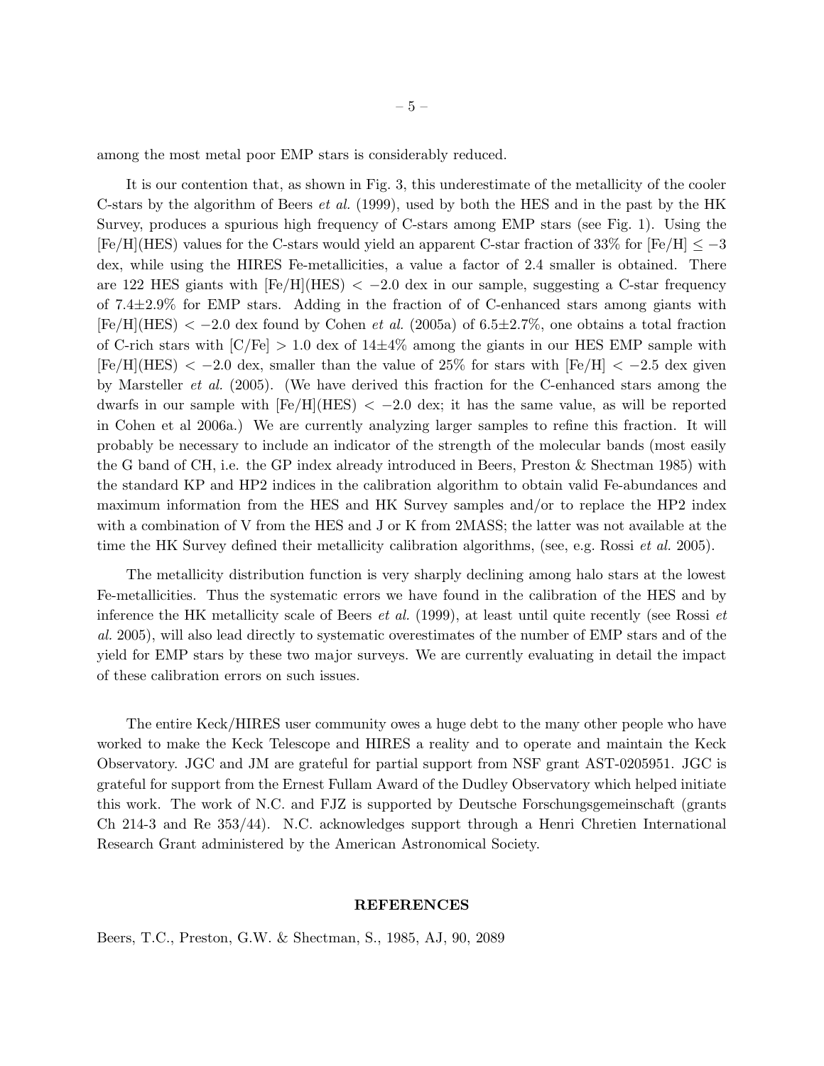among the most metal poor EMP stars is considerably reduced.

It is our contention that, as shown in Fig. 3, this underestimate of the metallicity of the cooler C-stars by the algorithm of Beers *et al.* (1999), used by both the HES and in the past by the HK Survey, produces a spurious high frequency of C-stars among EMP stars (see Fig. 1). Using the [Fe/H](HES) values for the C-stars would yield an apparent C-star fraction of 33% for $[Fe/H] \leq -3$ dex, while using the HIRES Fe-metallicities, a value a factor of 2.4 smaller is obtained. There are 122 HES giants with $[Fe/H](HES) < -2.0$ dex in our sample, suggesting a C-star frequency of 7.4±2.9% for EMP stars. Adding in the fraction of of C-enhanced stars among giants with $[Fe/H](HES) < -2.0$ dex found by Cohen *et al.* (2005a) of 6.5±2.7%, one obtains a total fraction of C-rich stars with $[C/Fe] > 1.0$ dex of 14±4% among the giants in our HES EMP sample with $[Fe/H](HES) < -2.0$ dex, smaller than the value of 25% for stars with $[Fe/H] < -2.5$ dex given by Marsteller *et al.* (2005). (We have derived this fraction for the C-enhanced stars among the dwarfs in our sample with $[Fe/H](HES) < -2.0$ dex; it has the same value, as will be reported in Cohen et al 2006a.) We are currently analyzing larger samples to refine this fraction. It will probably be necessary to include an indicator of the strength of the molecular bands (most easily the G band of CH, i.e. the GP index already introduced in Beers, Preston & Shectman 1985) with the standard KP and HP2 indices in the calibration algorithm to obtain valid Fe-abundances and maximum information from the HES and HK Survey samples and/or to replace the HP2 index with a combination of V from the HES and J or K from 2MASS; the latter was not available at the time the HK Survey defined their metallicity calibration algorithms, (see, e.g. Rossi *et al.* 2005).

The metallicity distribution function is very sharply declining among halo stars at the lowest Fe-metallicities. Thus the systematic errors we have found in the calibration of the HES and by inference the HK metallicity scale of Beers *et al.* (1999), at least until quite recently (see Rossi *et al.* 2005), will also lead directly to systematic overestimates of the number of EMP stars and of the yield for EMP stars by these two major surveys. We are currently evaluating in detail the impact of these calibration errors on such issues.

The entire Keck/HIRES user community owes a huge debt to the many other people who have worked to make the Keck Telescope and HIRES a reality and to operate and maintain the Keck Observatory. JGC and JM are grateful for partial support from NSF grant AST-0205951. JGC is grateful for support from the Ernest Fullam Award of the Dudley Observatory which helped initiate this work. The work of N.C. and FJZ is supported by Deutsche Forschungsgemeinschaft (grants Ch 214-3 and Re 353/44). N.C. acknowledges support through a Henri Chretien International Research Grant administered by the American Astronomical Society.

## REFERENCES

Beers, T.C., Preston, G.W. & Shectman, S., 1985, AJ, 90, 2089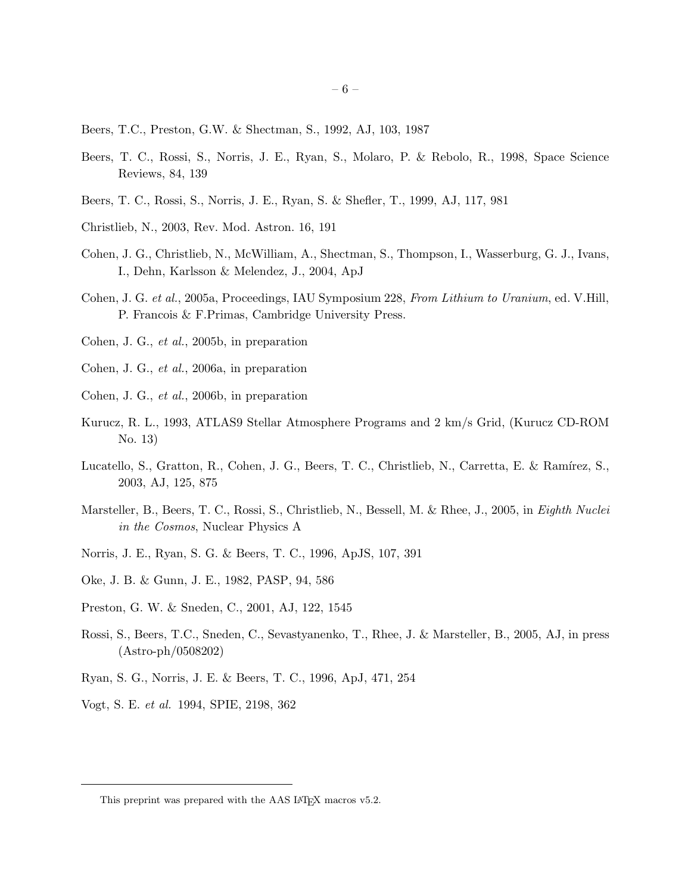Beers, T.C., Preston, G.W. & Shectman, S., 1992, AJ, 103, 1987

Beers, T. C., Rossi, S., Norris, J. E., Ryan, S., Molaro, P. & Rebolo, R., 1998, Space Science Reviews, 84, 139

Beers, T. C., Rossi, S., Norris, J. E., Ryan, S. & Shefler, T., 1999, AJ, 117, 981

Christlieb, N., 2003, Rev. Mod. Astron. 16, 191

Cohen, J. G., Christlieb, N., McWilliam, A., Shectman, S., Thompson, I., Wasserburg, G. J., Ivans, I., Dehn, Karlsson & Melendez, J., 2004, ApJ

Cohen, J. G. *et al.*, 2005a, Proceedings, IAU Symposium 228, *From Lithium to Uranium*, ed. V.Hill, P. Francois & F.Primas, Cambridge University Press.

Cohen, J. G., *et al.*, 2005b, in preparation

Cohen, J. G., *et al.*, 2006a, in preparation

Cohen, J. G., *et al.*, 2006b, in preparation

Kurucz, R. L., 1993, ATLAS9 Stellar Atmosphere Programs and 2 km/s Grid, (Kurucz CD-ROM No. 13)

Lucatello, S., Gratton, R., Cohen, J. G., Beers, T. C., Christlieb, N., Carretta, E. & Ramírez, S., 2003, AJ, 125, 875

Marsteller, B., Beers, T. C., Rossi, S., Christlieb, N., Bessell, M. & Rhee, J., 2005, in *Eighth Nuclei in the Cosmos*, Nuclear Physics A

Norris, J. E., Ryan, S. G. & Beers, T. C., 1996, ApJS, 107, 391

Oke, J. B. & Gunn, J. E., 1982, PASP, 94, 586

Preston, G. W. & Sneden, C., 2001, AJ, 122, 1545

Rossi, S., Beers, T.C., Sneden, C., Sevastyanenko, T., Rhee, J. & Marsteller, B., 2005, AJ, in press (Astro-ph/0508202)

Ryan, S. G., Norris, J. E. & Beers, T. C., 1996, ApJ, 471, 254

Vogt, S. E. *et al.* 1994, SPIE, 2198, 362

---

This preprint was prepared with the AAS LaTeX macros v5.2.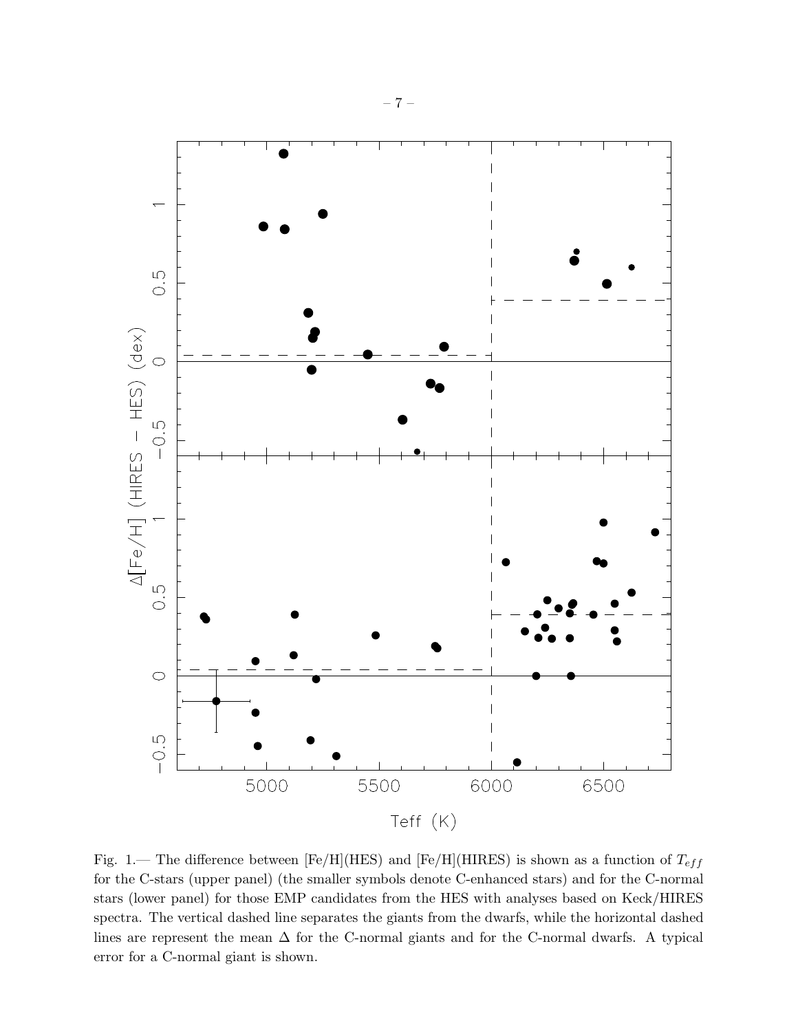Fig. 1.— The difference between [Fe/H](HES) and [Fe/H](HIRES) is shown as a function of $T_{eff}$ for the C-stars (upper panel) (the smaller symbols denote C-enhanced stars) and for the C-normal stars (lower panel) for those EMP candidates from the HES with analyses based on Keck/HIRES spectra. The vertical dashed line separates the giants from the dwarfs, while the horizontal dashed lines are represent the mean $\Delta$ for the C-normal giants and for the C-normal dwarfs. A typical error for a C-normal giant is shown.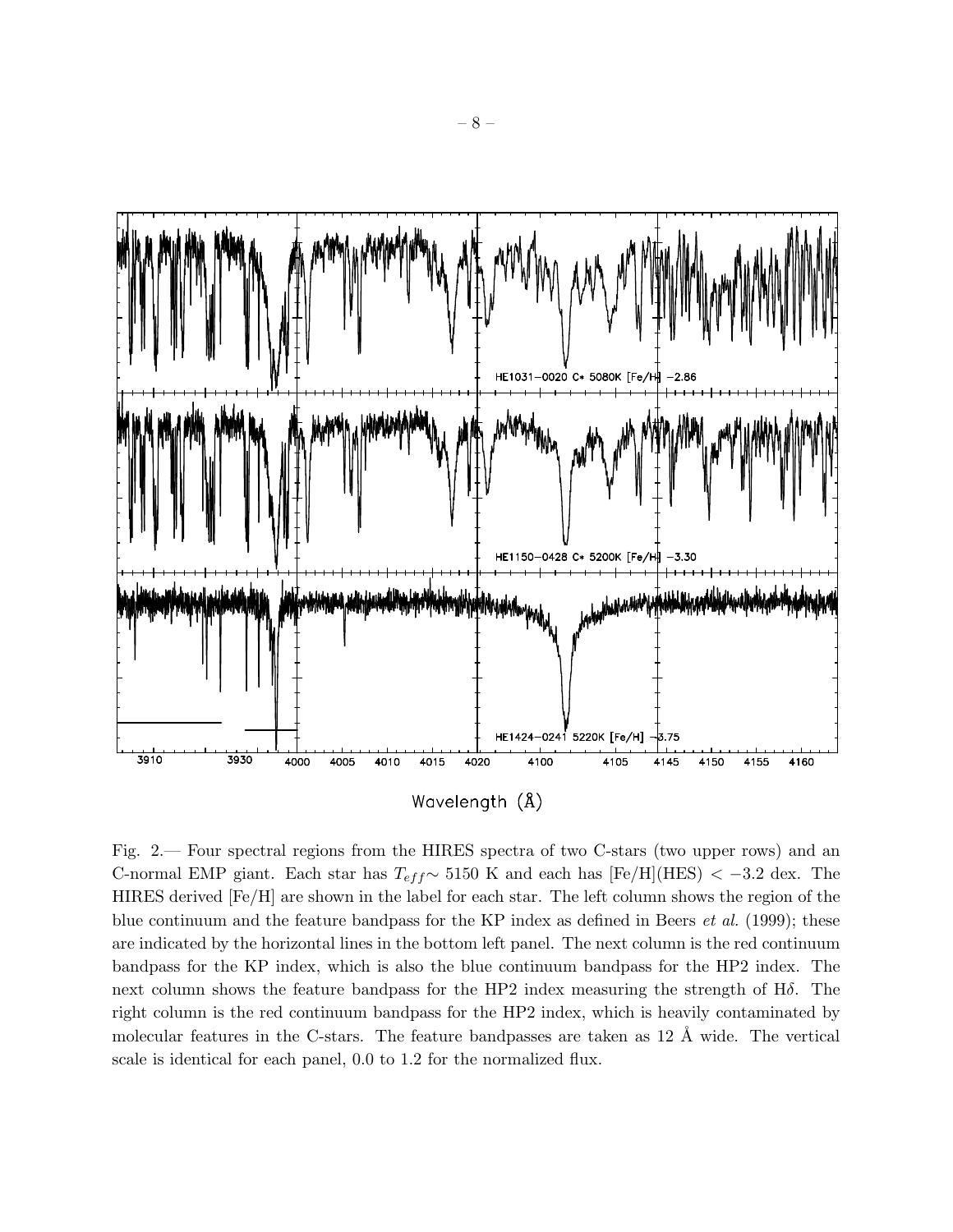Fig. 2.— Four spectral regions from the HIRES spectra of two C-stars (two upper rows) and an C-normal EMP giant. Each star has $T_{eff} \sim 5150$ K and each has [Fe/H](HES) $< -3.2$ dex. The HIRES derived [Fe/H] are shown in the label for each star. The left column shows the region of the blue continuum and the feature bandpass for the KP index as defined in Beers *et al.* (1999); these are indicated by the horizontal lines in the bottom left panel. The next column is the red continuum bandpass for the KP index, which is also the blue continuum bandpass for the HP2 index. The next column shows the feature bandpass for the HP2 index measuring the strength of H$\delta$. The right column is the red continuum bandpass for the HP2 index, which is heavily contaminated by molecular features in the C-stars. The feature bandpasses are taken as 12 Å wide. The vertical scale is identical for each panel, 0.0 to 1.2 for the normalized flux.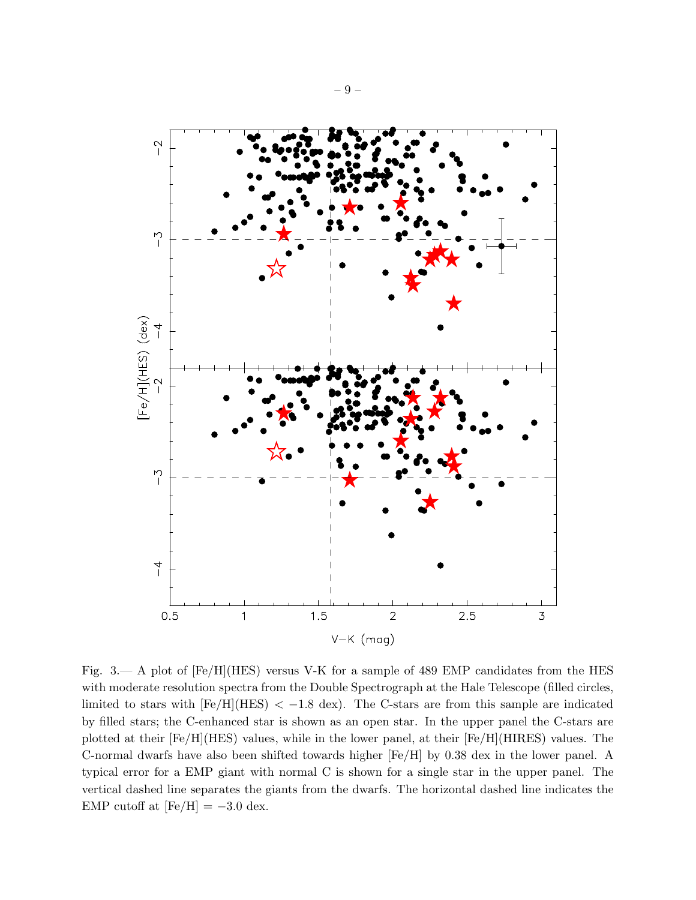[Fe/H](HES) (dex)

−2

−3

−4

−2

−3

−4

0.5

1

1.5

2

2.5

3

V−K (mag)

Fig. 3.— A plot of [Fe/H](HES) versus V-K for a sample of 489 EMP candidates from the HES with moderate resolution spectra from the Double Spectrograph at the Hale Telescope (filled circles, limited to stars with [Fe/H](HES) $< -1.8$ dex). The C-stars are from this sample are indicated by filled stars; the C-enhanced star is shown as an open star. In the upper panel the C-stars are plotted at their [Fe/H](HES) values, while in the lower panel, at their [Fe/H](HIRES) values. The C-normal dwarfs have also been shifted towards higher [Fe/H] by 0.38 dex in the lower panel. A typical error for a EMP giant with normal C is shown for a single star in the upper panel. The vertical dashed line separates the giants from the dwarfs. The horizontal dashed line indicates the EMP cutoff at [Fe/H] $= -3.0$ dex.